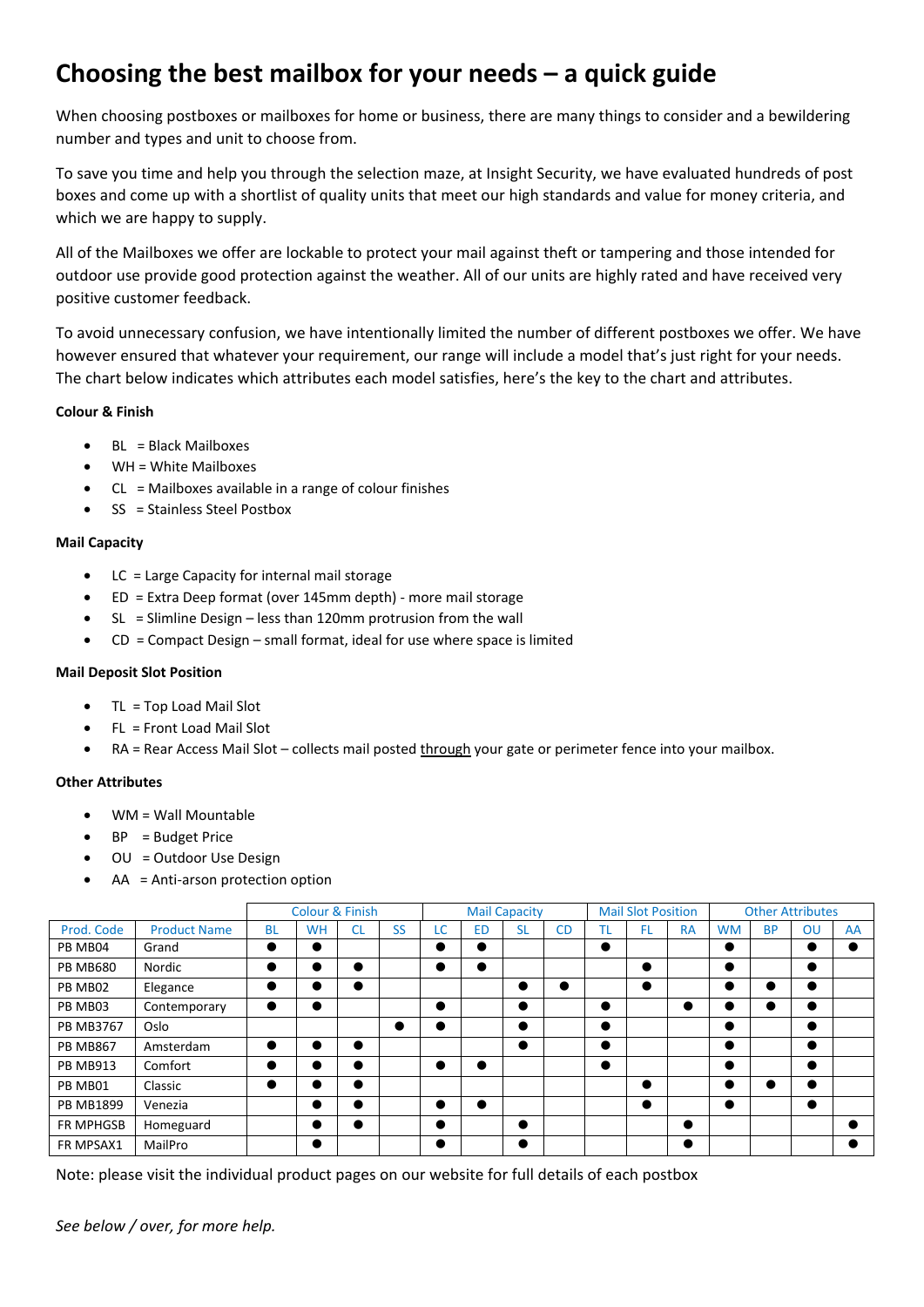# Choosing the best mailbox for your needs – a quick guide

When choosing postboxes or mailboxes for home or business, there are many things to consider and a bewildering number and types and unit to choose from.

To save you time and help you through the selection maze, at Insight Security, we have evaluated hundreds of post boxes and come up with a shortlist of quality units that meet our high standards and value for money criteria, and which we are happy to supply.

All of the Mailboxes we offer are lockable to protect your mail against theft or tampering and those intended for outdoor use provide good protection against the weather. All of our units are highly rated and have received very positive customer feedback.

To avoid unnecessary confusion, we have intentionally limited the number of different postboxes we offer. We have however ensured that whatever your requirement, our range will include a model that's just right for your needs. The chart below indicates which attributes each model satisfies, here's the key to the chart and attributes.

**Colour & Finish**

- BL = Black Mailboxes
- WH = White Mailboxes
- CL = Mailboxes available in a range of colour finishes
- SS = Stainless Steel Postbox

**Mail Capacity**

- LC = Large Capacity for internal mail storage
- ED = Extra Deep format (over 145mm depth) - more mail storage
- SL = Slimline Design – less than 120mm protrusion from the wall
- CD = Compact Design – small format, ideal for use where space is limited

**Mail Deposit Slot Position**

- TL = Top Load Mail Slot
- FL = Front Load Mail Slot
- RA = Rear Access Mail Slot – collects mail posted through your gate or perimeter fence into your mailbox.

**Other Attributes**

- WM = Wall Mountable
- BP = Budget Price
- OU = Outdoor Use Design
- AA = Anti-arson protection option

| | | Colour & Finish | | | | Mail Capacity | | | | Mail Slot Position | | | Other Attributes | | | |
|---|---|---|---|---|---|---|---|---|---|---|---|---|---|---|---|---|
| Prod. Code | Product Name | BL | WH | CL | SS | LC | ED | SL | CD | TL | FL | RA | WM | BP | OU | AA |
| PB MB04 | Grand | ● | ● | | | ● | ● | | | ● | | | ● | | ● | ● |
| PB MB680 | Nordic | ● | ● | ● | | ● | ● | | | | ● | | ● | | ● | |
| PB MB02 | Elegance | ● | ● | ● | | | | ● | ● | | ● | | ● | ● | ● | |
| PB MB03 | Contemporary | ● | ● | | | ● | | ● | | ● | | ● | ● | ● | ● | |
| PB MB3767 | Oslo | | | | ● | ● | | ● | | ● | | | ● | | ● | |
| PB MB867 | Amsterdam | ● | ● | ● | | | | ● | | ● | | | ● | | ● | |
| PB MB913 | Comfort | ● | ● | ● | | ● | ● | | | ● | | | ● | | ● | |
| PB MB01 | Classic | ● | ● | ● | | | | | | | ● | | ● | ● | ● | |
| PB MB1899 | Venezia | | ● | ● | | ● | ● | | | | ● | | ● | | ● | |
| FR MPHGSB | Homeguard | | ● | ● | | ● | | ● | | | | ● | | | | ● |
| FR MPSAX1 | MailPro | | ● | | | ● | | ● | | | | ● | | | | ● |

Note: please visit the individual product pages on our website for full details of each postbox

*See below / over, for more help.*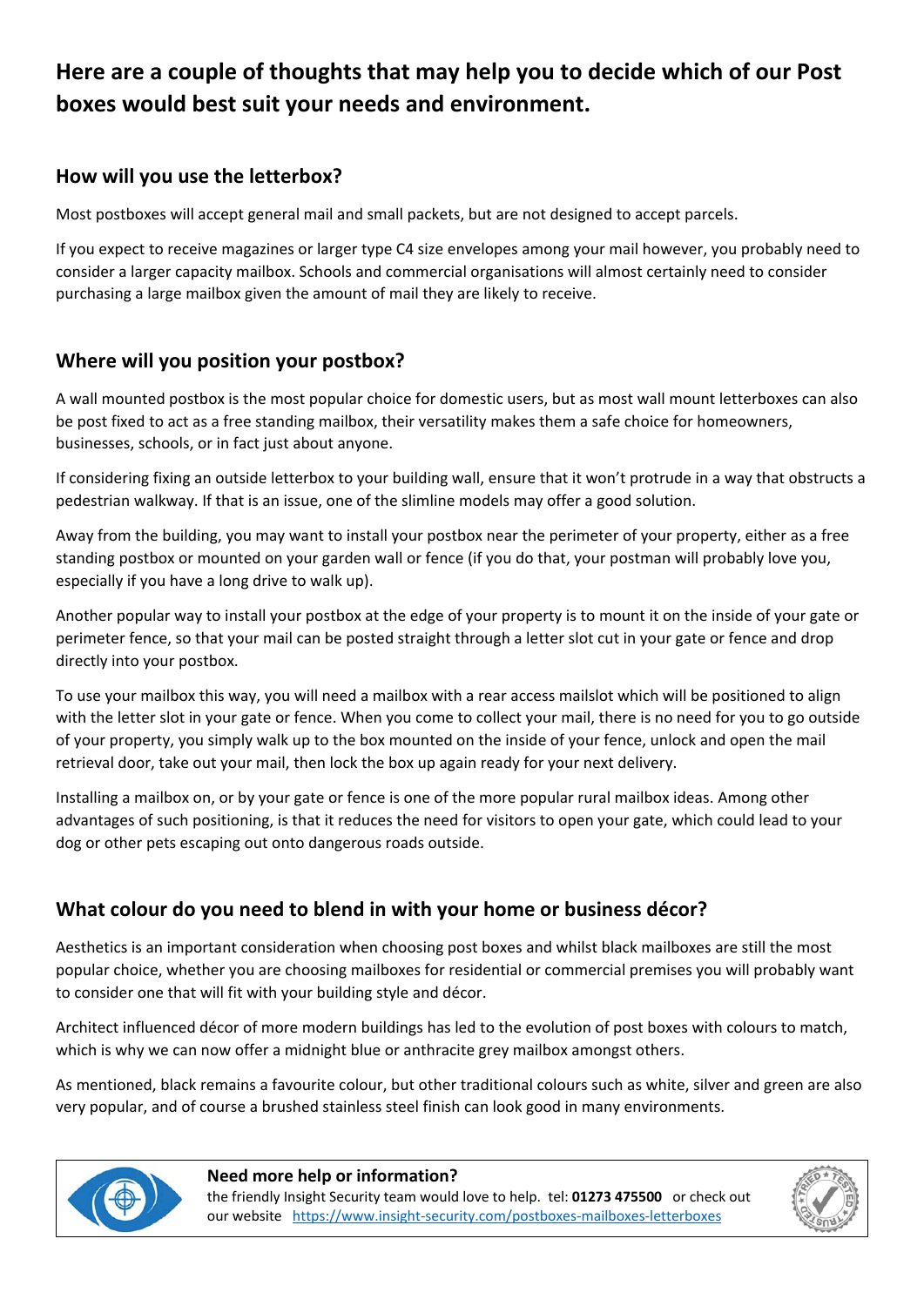## Here are a couple of thoughts that may help you to decide which of our Post boxes would best suit your needs and environment.

### How will you use the letterbox?

Most postboxes will accept general mail and small packets, but are not designed to accept parcels.

If you expect to receive magazines or larger type C4 size envelopes among your mail however, you probably need to consider a larger capacity mailbox. Schools and commercial organisations will almost certainly need to consider purchasing a large mailbox given the amount of mail they are likely to receive.

### Where will you position your postbox?

A wall mounted postbox is the most popular choice for domestic users, but as most wall mount letterboxes can also be post fixed to act as a free standing mailbox, their versatility makes them a safe choice for homeowners, businesses, schools, or in fact just about anyone.

If considering fixing an outside letterbox to your building wall, ensure that it won't protrude in a way that obstructs a pedestrian walkway. If that is an issue, one of the slimline models may offer a good solution.

Away from the building, you may want to install your postbox near the perimeter of your property, either as a free standing postbox or mounted on your garden wall or fence (if you do that, your postman will probably love you, especially if you have a long drive to walk up).

Another popular way to install your postbox at the edge of your property is to mount it on the inside of your gate or perimeter fence, so that your mail can be posted straight through a letter slot cut in your gate or fence and drop directly into your postbox.

To use your mailbox this way, you will need a mailbox with a rear access mailslot which will be positioned to align with the letter slot in your gate or fence. When you come to collect your mail, there is no need for you to go outside of your property, you simply walk up to the box mounted on the inside of your fence, unlock and open the mail retrieval door, take out your mail, then lock the box up again ready for your next delivery.

Installing a mailbox on, or by your gate or fence is one of the more popular rural mailbox ideas. Among other advantages of such positioning, is that it reduces the need for visitors to open your gate, which could lead to your dog or other pets escaping out onto dangerous roads outside.

### What colour do you need to blend in with your home or business décor?

Aesthetics is an important consideration when choosing post boxes and whilst black mailboxes are still the most popular choice, whether you are choosing mailboxes for residential or commercial premises you will probably want to consider one that will fit with your building style and décor.

Architect influenced décor of more modern buildings has led to the evolution of post boxes with colours to match, which is why we can now offer a midnight blue or anthracite grey mailbox amongst others.

As mentioned, black remains a favourite colour, but other traditional colours such as white, silver and green are also very popular, and of course a brushed stainless steel finish can look good in many environments.

**Need more help or information?**
the friendly Insight Security team would love to help. tel: **01273 475500** or check out our website https://www.insight-security.com/postboxes-mailboxes-letterboxes